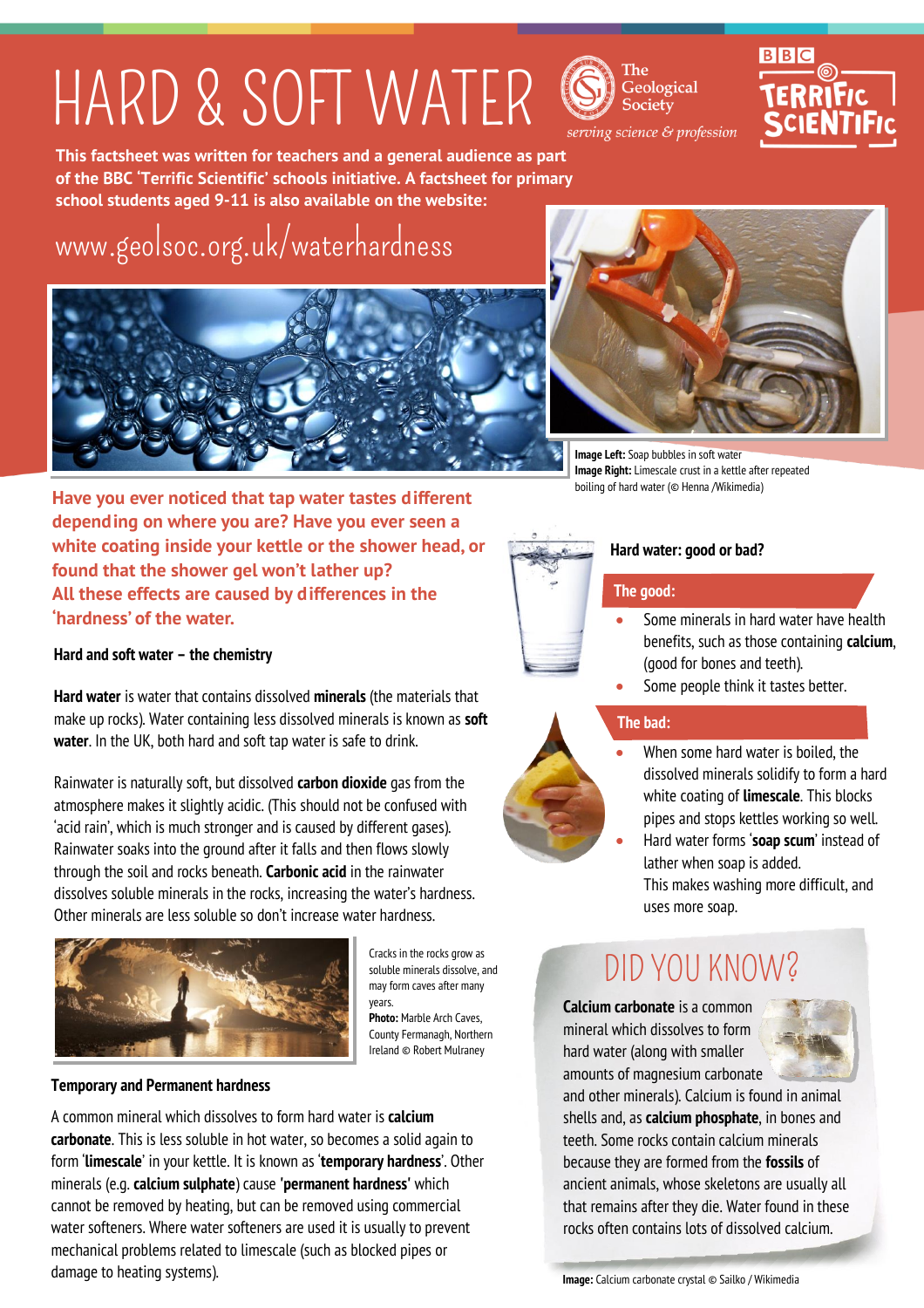# HARD & SOFT WATER

The Geological Society — *serving science & profession*

BBC TERRIFIC SCIENTIFIC

**This factsheet was written for teachers and a general audience as part of the BBC 'Terrific Scientific' schools initiative. A factsheet for primary school students aged 9-11 is also available on the website:**

www.geolsoc.org.uk/waterhardness

**Image Left:** Soap bubbles in soft water
**Image Right:** Limescale crust in a kettle after repeated boiling of hard water (© Henna /Wikimedia)

**Have you ever noticed that tap water tastes different depending on where you are? Have you ever seen a white coating inside your kettle or the shower head, or found that the shower gel won't lather up? All these effects are caused by differences in the 'hardness' of the water.**

### Hard and soft water – the chemistry

**Hard water** is water that contains dissolved **minerals** (the materials that make up rocks). Water containing less dissolved minerals is known as **soft water**. In the UK, both hard and soft tap water is safe to drink.

Rainwater is naturally soft, but dissolved **carbon dioxide** gas from the atmosphere makes it slightly acidic. (This should not be confused with 'acid rain', which is much stronger and is caused by different gases). Rainwater soaks into the ground after it falls and then flows slowly through the soil and rocks beneath. **Carbonic acid** in the rainwater dissolves soluble minerals in the rocks, increasing the water's hardness. Other minerals are less soluble so don't increase water hardness.

Cracks in the rocks grow as soluble minerals dissolve, and may form caves after many years.
**Photo:** Marble Arch Caves, County Fermanagh, Northern Ireland © Robert Mulraney

### Temporary and Permanent hardness

A common mineral which dissolves to form hard water is **calcium carbonate**. This is less soluble in hot water, so becomes a solid again to form '**limescale**' in your kettle. It is known as '**temporary hardness**'. Other minerals (e.g. **calcium sulphate**) cause '**permanent hardness**' which cannot be removed by heating, but can be removed using commercial water softeners. Where water softeners are used it is usually to prevent mechanical problems related to limescale (such as blocked pipes or damage to heating systems).

### Hard water: good or bad?

**The good:**

- Some minerals in hard water have health benefits, such as those containing **calcium**, (good for bones and teeth).
- Some people think it tastes better.

**The bad:**

- When some hard water is boiled, the dissolved minerals solidify to form a hard white coating of **limescale**. This blocks pipes and stops kettles working so well.
- Hard water forms '**soap scum**' instead of lather when soap is added. This makes washing more difficult, and uses more soap.

## DID YOU KNOW?

**Calcium carbonate** is a common mineral which dissolves to form hard water (along with smaller amounts of magnesium carbonate and other minerals). Calcium is found in animal shells and, as **calcium phosphate**, in bones and teeth. Some rocks contain calcium minerals because they are formed from the **fossils** of ancient animals, whose skeletons are usually all that remains after they die. Water found in these rocks often contains lots of dissolved calcium.

**Image:** Calcium carbonate crystal © Sailko / Wikimedia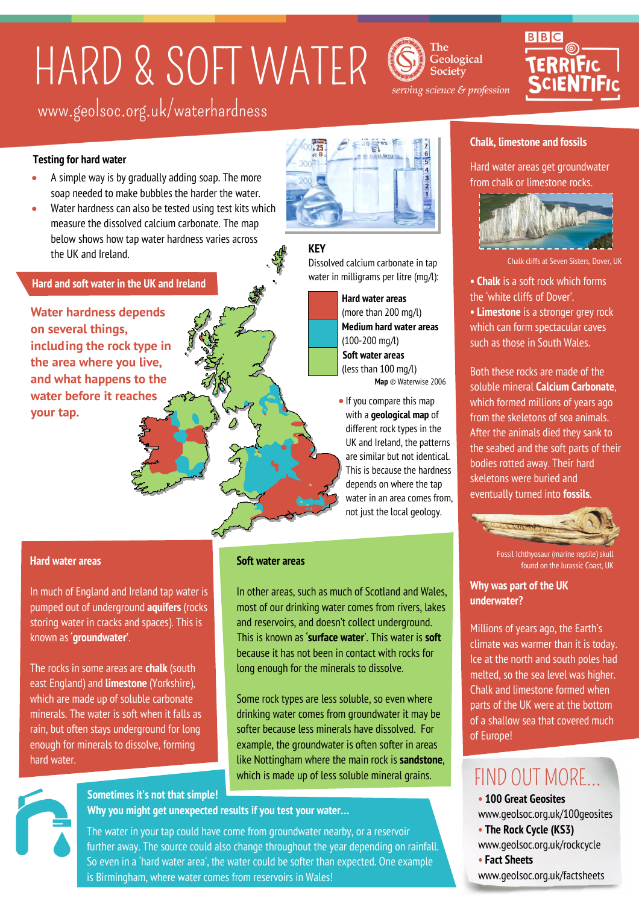# HARD & SOFT WATER

www.geolsoc.org.uk/waterhardness

The Geological Society — serving science & profession

BBC TERRIFIC SCIENTIFIC

### Testing for hard water

- A simple way is by gradually adding soap. The more soap needed to make bubbles the harder the water.
- Water hardness can also be tested using test kits which measure the dissolved calcium carbonate. The map below shows how tap water hardness varies across the UK and Ireland.

### Hard and soft water in the UK and Ireland

**Water hardness depends on several things, including the rock type in the area where you live, and what happens to the water before it reaches your tap.**

**KEY**

Dissolved calcium carbonate in tap water in milligrams per litre (mg/l):

- **Hard water areas** (more than 200 mg/l)
- **Medium hard water areas** (100-200 mg/l)
- **Soft water areas** (less than 100 mg/l)

**Map** © Waterwise 2006

- If you compare this map with a **geological map** of different rock types in the UK and Ireland, the patterns are similar but not identical. This is because the hardness depends on where the tap water in an area comes from, not just the local geology.

### Hard water areas

In much of England and Ireland tap water is pumped out of underground **aquifers** (rocks storing water in cracks and spaces). This is known as '**groundwater**'.

The rocks in some areas are **chalk** (south east England) and **limestone** (Yorkshire), which are made up of soluble carbonate minerals. The water is soft when it falls as rain, but often stays underground for long enough for minerals to dissolve, forming hard water.

### Soft water areas

In other areas, such as much of Scotland and Wales, most of our drinking water comes from rivers, lakes and reservoirs, and doesn't collect underground. This is known as '**surface water**'. This water is **soft** because it has not been in contact with rocks for long enough for the minerals to dissolve.

Some rock types are less soluble, so even where drinking water comes from groundwater it may be softer because less minerals have dissolved. For example, the groundwater is often softer in areas like Nottingham where the main rock is **sandstone**, which is made up of less soluble mineral grains.

### Sometimes it's not that simple!
### Why you might get unexpected results if you test your water...

The water in your tap could have come from groundwater nearby, or a reservoir further away. The source could also change throughout the year depending on rainfall. So even in a 'hard water area', the water could be softer than expected. One example is Birmingham, where water comes from reservoirs in Wales!

### Chalk, limestone and fossils

Hard water areas get groundwater from chalk or limestone rocks.

Chalk cliffs at Seven Sisters, Dover, UK

- **Chalk** is a soft rock which forms the 'white cliffs of Dover'.
- **Limestone** is a stronger grey rock which can form spectacular caves such as those in South Wales.

Both these rocks are made of the soluble mineral **Calcium Carbonate**, which formed millions of years ago from the skeletons of sea animals. After the animals died they sank to the seabed and the soft parts of their bodies rotted away. Their hard skeletons were buried and eventually turned into **fossils**.

Fossil Ichthyosaur (marine reptile) skull found on the Jurassic Coast, UK

### Why was part of the UK underwater?

Millions of years ago, the Earth's climate was warmer than it is today. Ice at the north and south poles had melted, so the sea level was higher. Chalk and limestone formed when parts of the UK were at the bottom of a shallow sea that covered much of Europe!

## FIND OUT MORE...

- **100 Great Geosites** www.geolsoc.org.uk/100geosites
- **The Rock Cycle (KS3)** www.geolsoc.org.uk/rockcycle
- **Fact Sheets** www.geolsoc.org.uk/factsheets